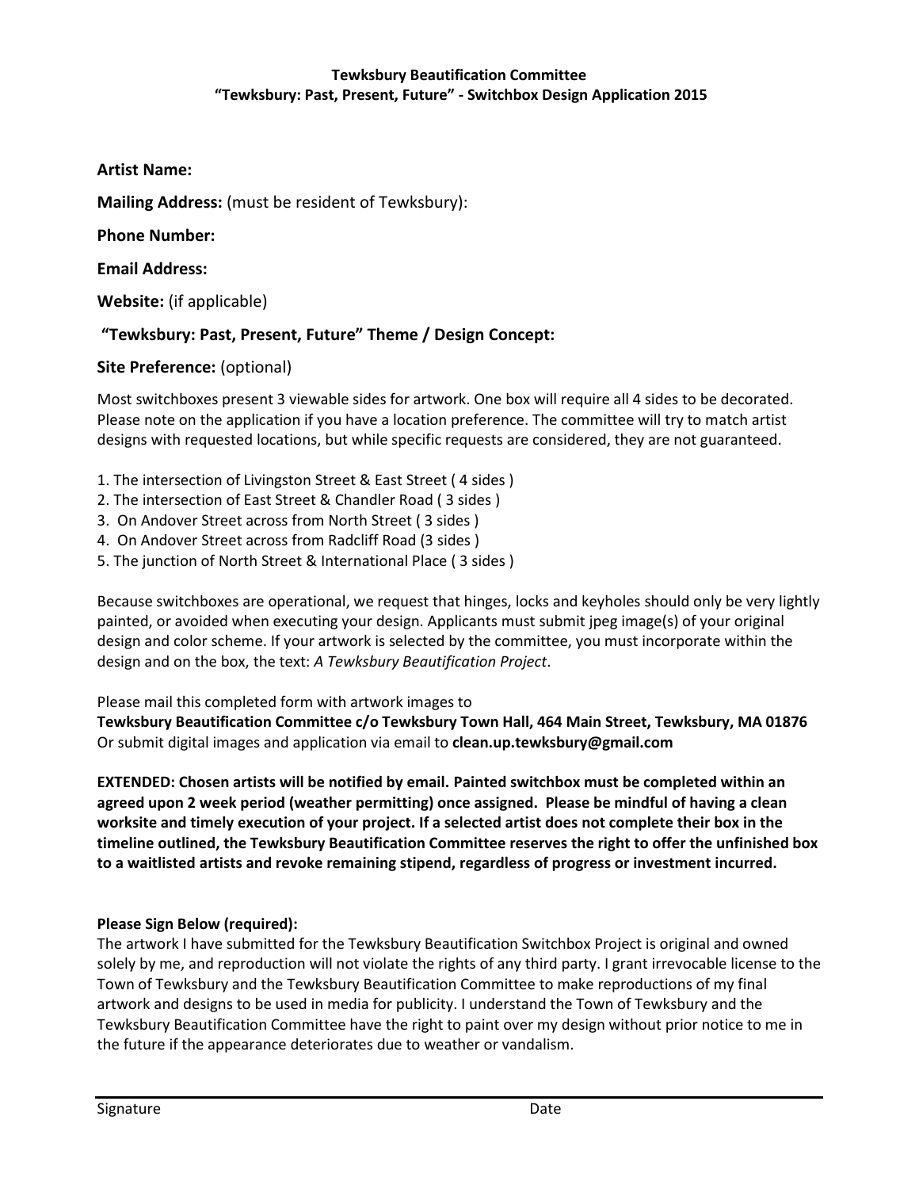**Tewksbury Beautification Committee**
**"Tewksbury: Past, Present, Future" - Switchbox Design Application 2015**

**Artist Name:**

**Mailing Address:** (must be resident of Tewksbury):

**Phone Number:**

**Email Address:**

**Website:** (if applicable)

**"Tewksbury: Past, Present, Future" Theme / Design Concept:**

**Site Preference:** (optional)

Most switchboxes present 3 viewable sides for artwork. One box will require all 4 sides to be decorated. Please note on the application if you have a location preference. The committee will try to match artist designs with requested locations, but while specific requests are considered, they are not guaranteed.

1. The intersection of Livingston Street & East Street ( 4 sides )
2. The intersection of East Street & Chandler Road ( 3 sides )
3. On Andover Street across from North Street ( 3 sides )
4. On Andover Street across from Radcliff Road (3 sides )
5. The junction of North Street & International Place ( 3 sides )

Because switchboxes are operational, we request that hinges, locks and keyholes should only be very lightly painted, or avoided when executing your design. Applicants must submit jpeg image(s) of your original design and color scheme. If your artwork is selected by the committee, you must incorporate within the design and on the box, the text: *A Tewksbury Beautification Project*.

Please mail this completed form with artwork images to
**Tewksbury Beautification Committee c/o Tewksbury Town Hall, 464 Main Street, Tewksbury, MA 01876**
Or submit digital images and application via email to **clean.up.tewksbury@gmail.com**

**EXTENDED: Chosen artists will be notified by email. Painted switchbox must be completed within an agreed upon 2 week period (weather permitting) once assigned. Please be mindful of having a clean worksite and timely execution of your project. If a selected artist does not complete their box in the timeline outlined, the Tewksbury Beautification Committee reserves the right to offer the unfinished box to a waitlisted artists and revoke remaining stipend, regardless of progress or investment incurred.**

**Please Sign Below (required):**
The artwork I have submitted for the Tewksbury Beautification Switchbox Project is original and owned solely by me, and reproduction will not violate the rights of any third party. I grant irrevocable license to the Town of Tewksbury and the Tewksbury Beautification Committee to make reproductions of my final artwork and designs to be used in media for publicity. I understand the Town of Tewksbury and the Tewksbury Beautification Committee have the right to paint over my design without prior notice to me in the future if the appearance deteriorates due to weather or vandalism.

Signature Date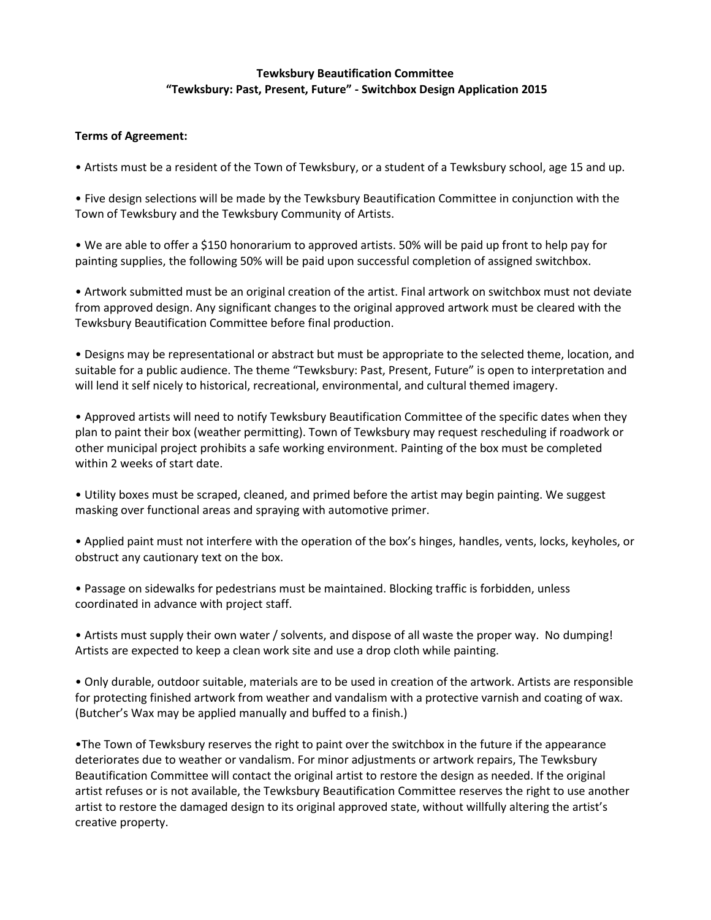**Tewksbury Beautification Committee**
**"Tewksbury: Past, Present, Future" - Switchbox Design Application 2015**

**Terms of Agreement:**

• Artists must be a resident of the Town of Tewksbury, or a student of a Tewksbury school, age 15 and up.

• Five design selections will be made by the Tewksbury Beautification Committee in conjunction with the Town of Tewksbury and the Tewksbury Community of Artists.

• We are able to offer a $150 honorarium to approved artists. 50% will be paid up front to help pay for painting supplies, the following 50% will be paid upon successful completion of assigned switchbox.

• Artwork submitted must be an original creation of the artist. Final artwork on switchbox must not deviate from approved design. Any significant changes to the original approved artwork must be cleared with the Tewksbury Beautification Committee before final production.

• Designs may be representational or abstract but must be appropriate to the selected theme, location, and suitable for a public audience. The theme "Tewksbury: Past, Present, Future" is open to interpretation and will lend it self nicely to historical, recreational, environmental, and cultural themed imagery.

• Approved artists will need to notify Tewksbury Beautification Committee of the specific dates when they plan to paint their box (weather permitting). Town of Tewksbury may request rescheduling if roadwork or other municipal project prohibits a safe working environment. Painting of the box must be completed within 2 weeks of start date.

• Utility boxes must be scraped, cleaned, and primed before the artist may begin painting. We suggest masking over functional areas and spraying with automotive primer.

• Applied paint must not interfere with the operation of the box's hinges, handles, vents, locks, keyholes, or obstruct any cautionary text on the box.

• Passage on sidewalks for pedestrians must be maintained. Blocking traffic is forbidden, unless coordinated in advance with project staff.

• Artists must supply their own water / solvents, and dispose of all waste the proper way. No dumping! Artists are expected to keep a clean work site and use a drop cloth while painting.

• Only durable, outdoor suitable, materials are to be used in creation of the artwork. Artists are responsible for protecting finished artwork from weather and vandalism with a protective varnish and coating of wax. (Butcher's Wax may be applied manually and buffed to a finish.)

•The Town of Tewksbury reserves the right to paint over the switchbox in the future if the appearance deteriorates due to weather or vandalism. For minor adjustments or artwork repairs, The Tewksbury Beautification Committee will contact the original artist to restore the design as needed. If the original artist refuses or is not available, the Tewksbury Beautification Committee reserves the right to use another artist to restore the damaged design to its original approved state, without willfully altering the artist's creative property.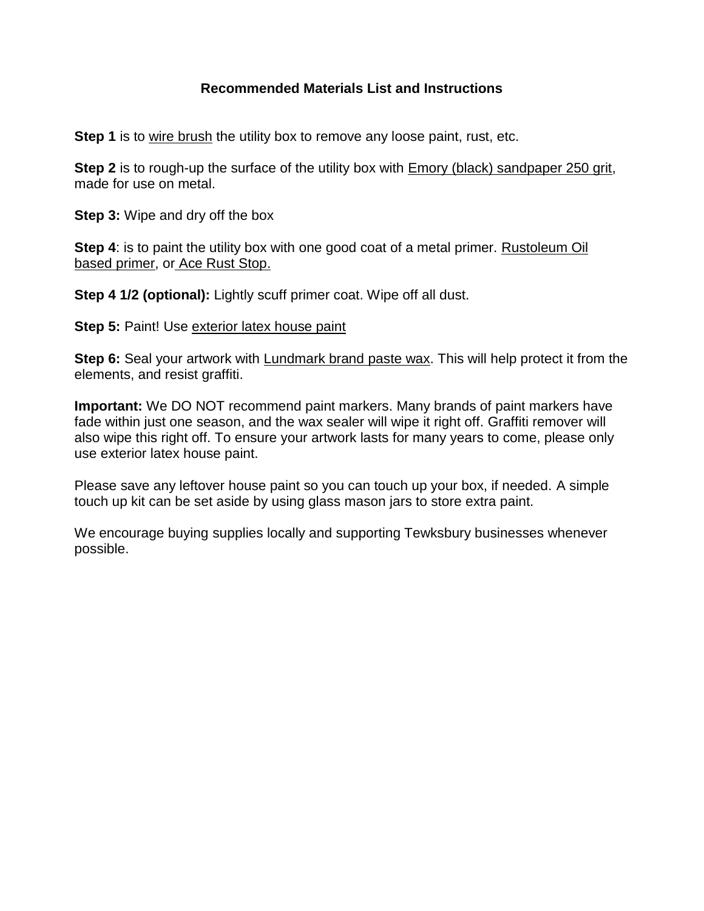## Recommended Materials List and Instructions

**Step 1** is to wire brush the utility box to remove any loose paint, rust, etc.

**Step 2** is to rough-up the surface of the utility box with Emory (black) sandpaper 250 grit, made for use on metal.

**Step 3:** Wipe and dry off the box

**Step 4**: is to paint the utility box with one good coat of a metal primer. Rustoleum Oil based primer, or Ace Rust Stop.

**Step 4 1/2 (optional):** Lightly scuff primer coat. Wipe off all dust.

**Step 5:** Paint! Use exterior latex house paint

**Step 6:** Seal your artwork with Lundmark brand paste wax. This will help protect it from the elements, and resist graffiti.

**Important:** We DO NOT recommend paint markers. Many brands of paint markers have fade within just one season, and the wax sealer will wipe it right off. Graffiti remover will also wipe this right off. To ensure your artwork lasts for many years to come, please only use exterior latex house paint.

Please save any leftover house paint so you can touch up your box, if needed. A simple touch up kit can be set aside by using glass mason jars to store extra paint.

We encourage buying supplies locally and supporting Tewksbury businesses whenever possible.